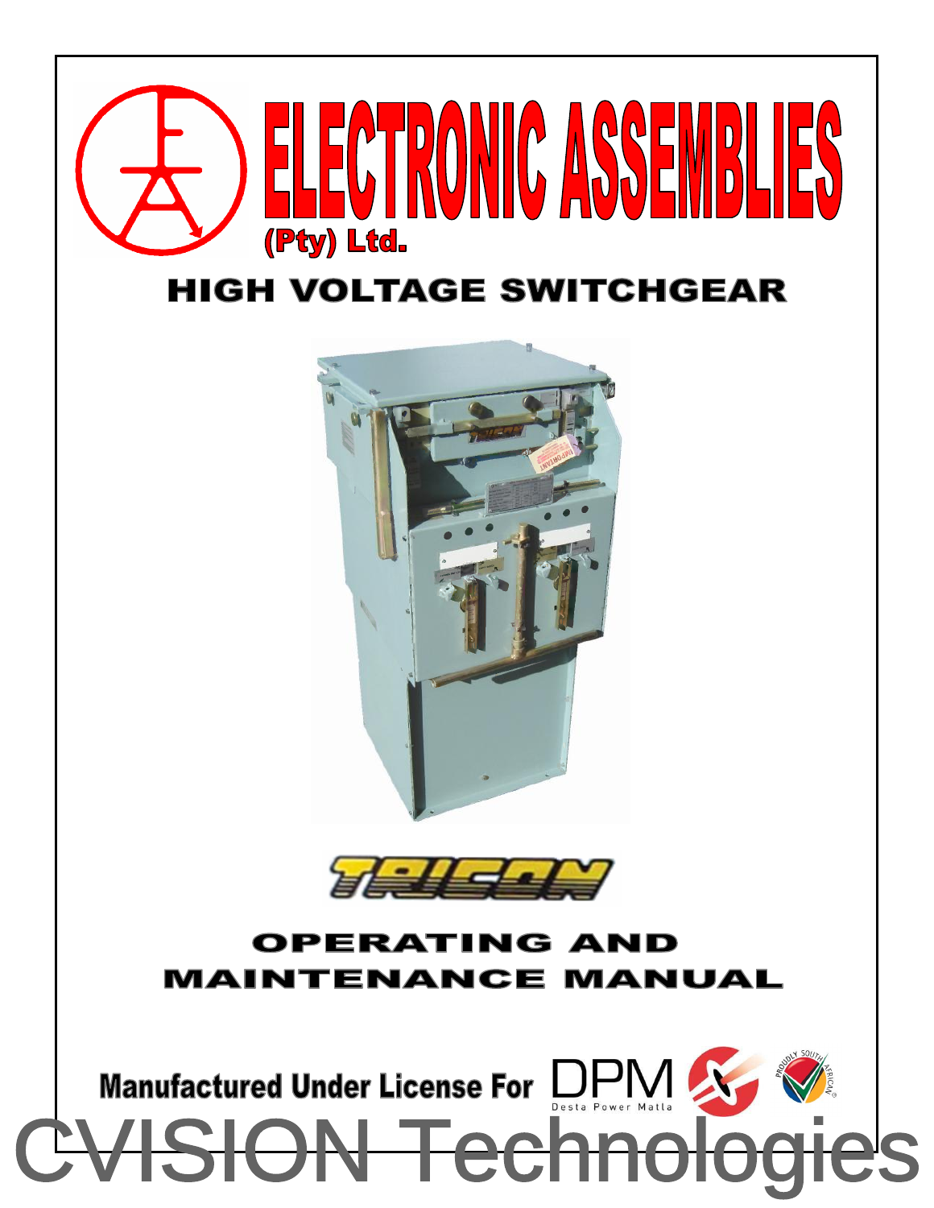# ELECTRONIC ASSEMBLIES

(Pty) Ltd.

## HIGH VOLTAGE SWITCHGEAR

TRICON

## OPERATING AND MAINTENANCE MANUAL

Manufactured Under License For DPM Desta Power Matla

PROUDLY SOUTH AFRICAN

CVISION Technologies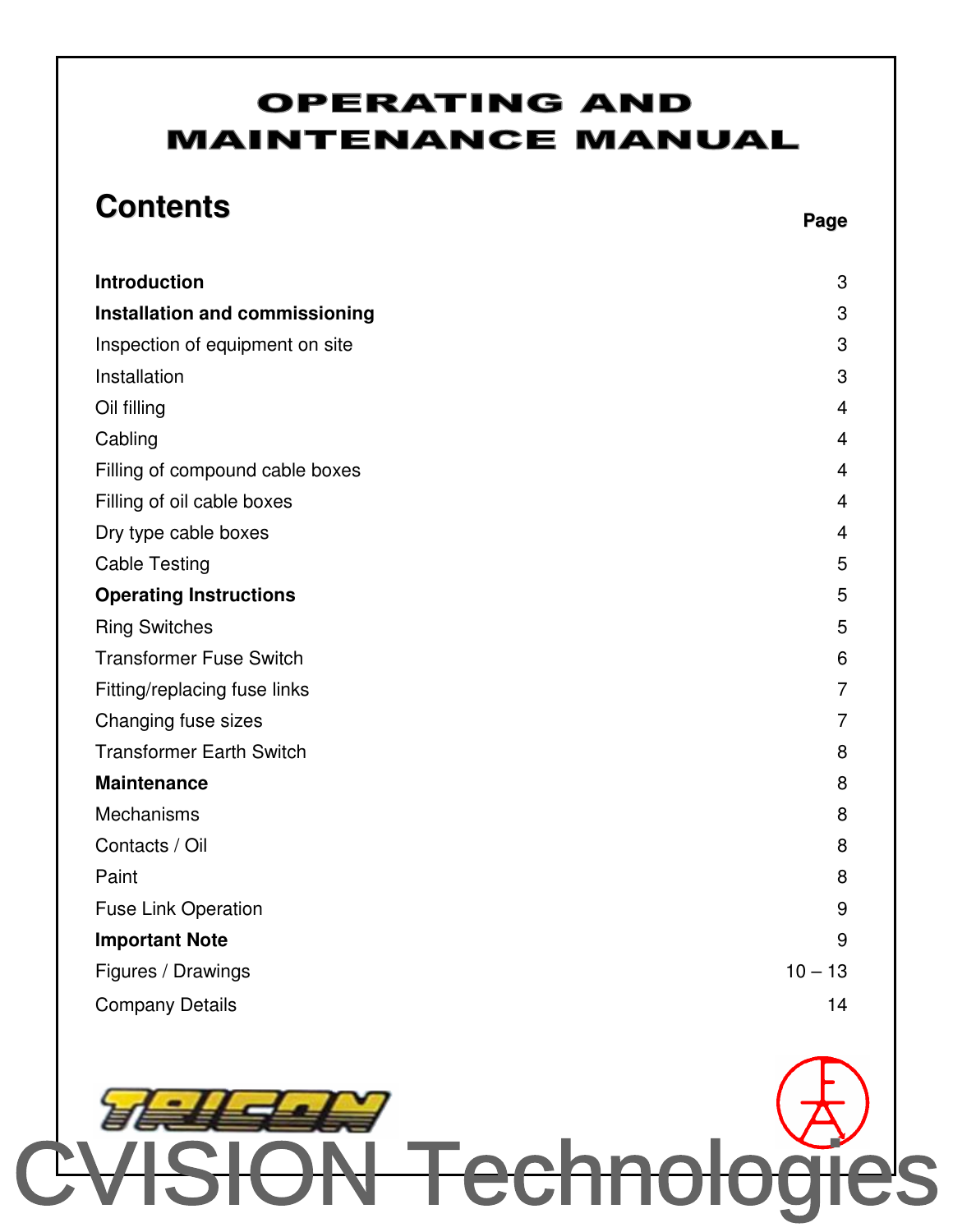# OPERATING AND MAINTENANCE MANUAL

## Contents

| | Page |
|---|---|
| **Introduction** | 3 |
| **Installation and commissioning** | 3 |
| Inspection of equipment on site | 3 |
| Installation | 3 |
| Oil filling | 4 |
| Cabling | 4 |
| Filling of compound cable boxes | 4 |
| Filling of oil cable boxes | 4 |
| Dry type cable boxes | 4 |
| Cable Testing | 5 |
| **Operating Instructions** | 5 |
| Ring Switches | 5 |
| Transformer Fuse Switch | 6 |
| Fitting/replacing fuse links | 7 |
| Changing fuse sizes | 7 |
| Transformer Earth Switch | 8 |
| **Maintenance** | 8 |
| Mechanisms | 8 |
| Contacts / Oil | 8 |
| Paint | 8 |
| Fuse Link Operation | 9 |
| **Important Note** | 9 |
| Figures / Drawings | 10 – 13 |
| Company Details | 14 |

TRICON

CVISION Technologies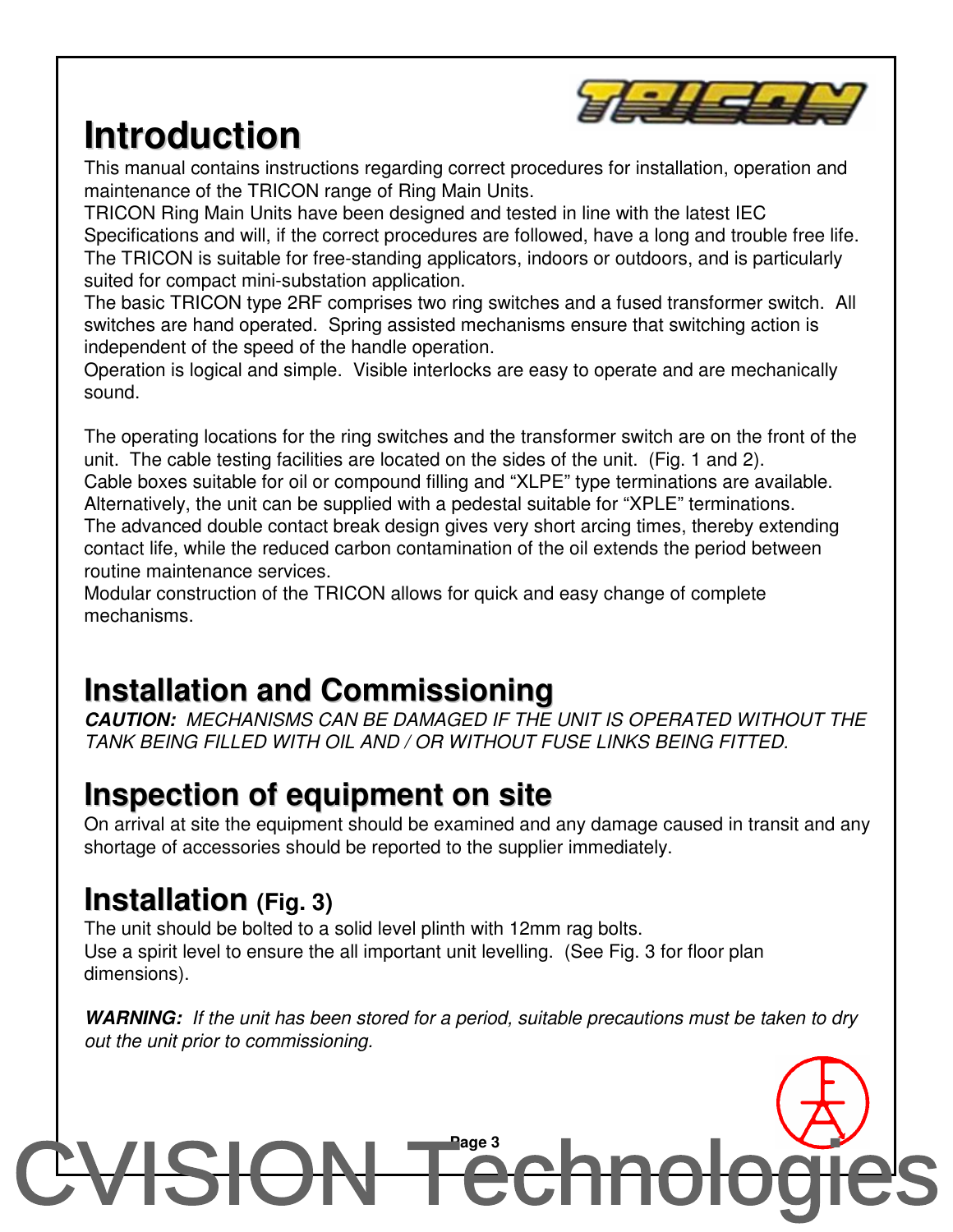# Introduction

This manual contains instructions regarding correct procedures for installation, operation and maintenance of the TRICON range of Ring Main Units.
TRICON Ring Main Units have been designed and tested in line with the latest IEC Specifications and will, if the correct procedures are followed, have a long and trouble free life.
The TRICON is suitable for free-standing applicators, indoors or outdoors, and is particularly suited for compact mini-substation application.
The basic TRICON type 2RF comprises two ring switches and a fused transformer switch. All switches are hand operated. Spring assisted mechanisms ensure that switching action is independent of the speed of the handle operation.
Operation is logical and simple. Visible interlocks are easy to operate and are mechanically sound.

The operating locations for the ring switches and the transformer switch are on the front of the unit. The cable testing facilities are located on the sides of the unit. (Fig. 1 and 2).
Cable boxes suitable for oil or compound filling and "XLPE" type terminations are available. Alternatively, the unit can be supplied with a pedestal suitable for "XPLE" terminations.
The advanced double contact break design gives very short arcing times, thereby extending contact life, while the reduced carbon contamination of the oil extends the period between routine maintenance services.
Modular construction of the TRICON allows for quick and easy change of complete mechanisms.

# Installation and Commissioning

***CAUTION:*** *MECHANISMS CAN BE DAMAGED IF THE UNIT IS OPERATED WITHOUT THE TANK BEING FILLED WITH OIL AND / OR WITHOUT FUSE LINKS BEING FITTED.*

# Inspection of equipment on site

On arrival at site the equipment should be examined and any damage caused in transit and any shortage of accessories should be reported to the supplier immediately.

# Installation (Fig. 3)

The unit should be bolted to a solid level plinth with 12mm rag bolts.
Use a spirit level to ensure the all important unit levelling. (See Fig. 3 for floor plan dimensions).

***WARNING:*** *If the unit has been stored for a period, suitable precautions must be taken to dry out the unit prior to commissioning.*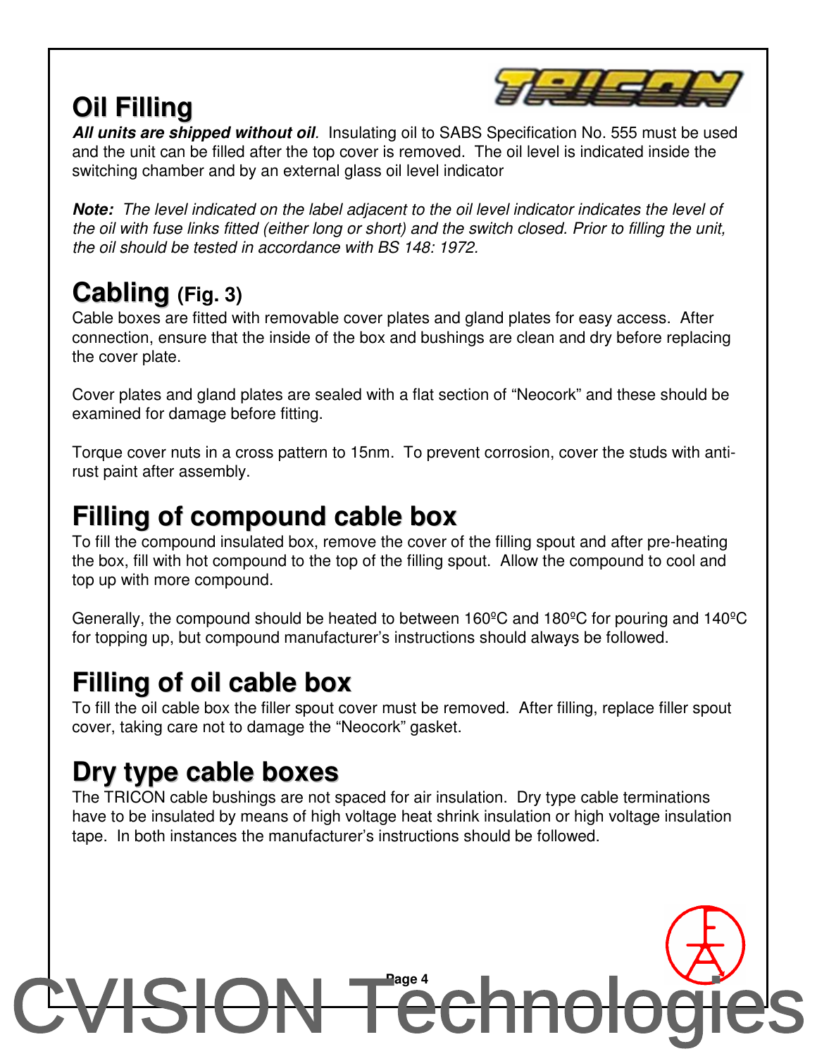## Oil Filling

***All units are shipped without oil***. Insulating oil to SABS Specification No. 555 must be used and the unit can be filled after the top cover is removed. The oil level is indicated inside the switching chamber and by an external glass oil level indicator

***Note:*** *The level indicated on the label adjacent to the oil level indicator indicates the level of the oil with fuse links fitted (either long or short) and the switch closed. Prior to filling the unit, the oil should be tested in accordance with BS 148: 1972.*

## Cabling (Fig. 3)

Cable boxes are fitted with removable cover plates and gland plates for easy access. After connection, ensure that the inside of the box and bushings are clean and dry before replacing the cover plate.

Cover plates and gland plates are sealed with a flat section of “Neocork” and these should be examined for damage before fitting.

Torque cover nuts in a cross pattern to 15nm. To prevent corrosion, cover the studs with anti-rust paint after assembly.

## Filling of compound cable box

To fill the compound insulated box, remove the cover of the filling spout and after pre-heating the box, fill with hot compound to the top of the filling spout. Allow the compound to cool and top up with more compound.

Generally, the compound should be heated to between 160ºC and 180ºC for pouring and 140ºC for topping up, but compound manufacturer’s instructions should always be followed.

## Filling of oil cable box

To fill the oil cable box the filler spout cover must be removed. After filling, replace filler spout cover, taking care not to damage the “Neocork” gasket.

## Dry type cable boxes

The TRICON cable bushings are not spaced for air insulation. Dry type cable terminations have to be insulated by means of high voltage heat shrink insulation or high voltage insulation tape. In both instances the manufacturer’s instructions should be followed.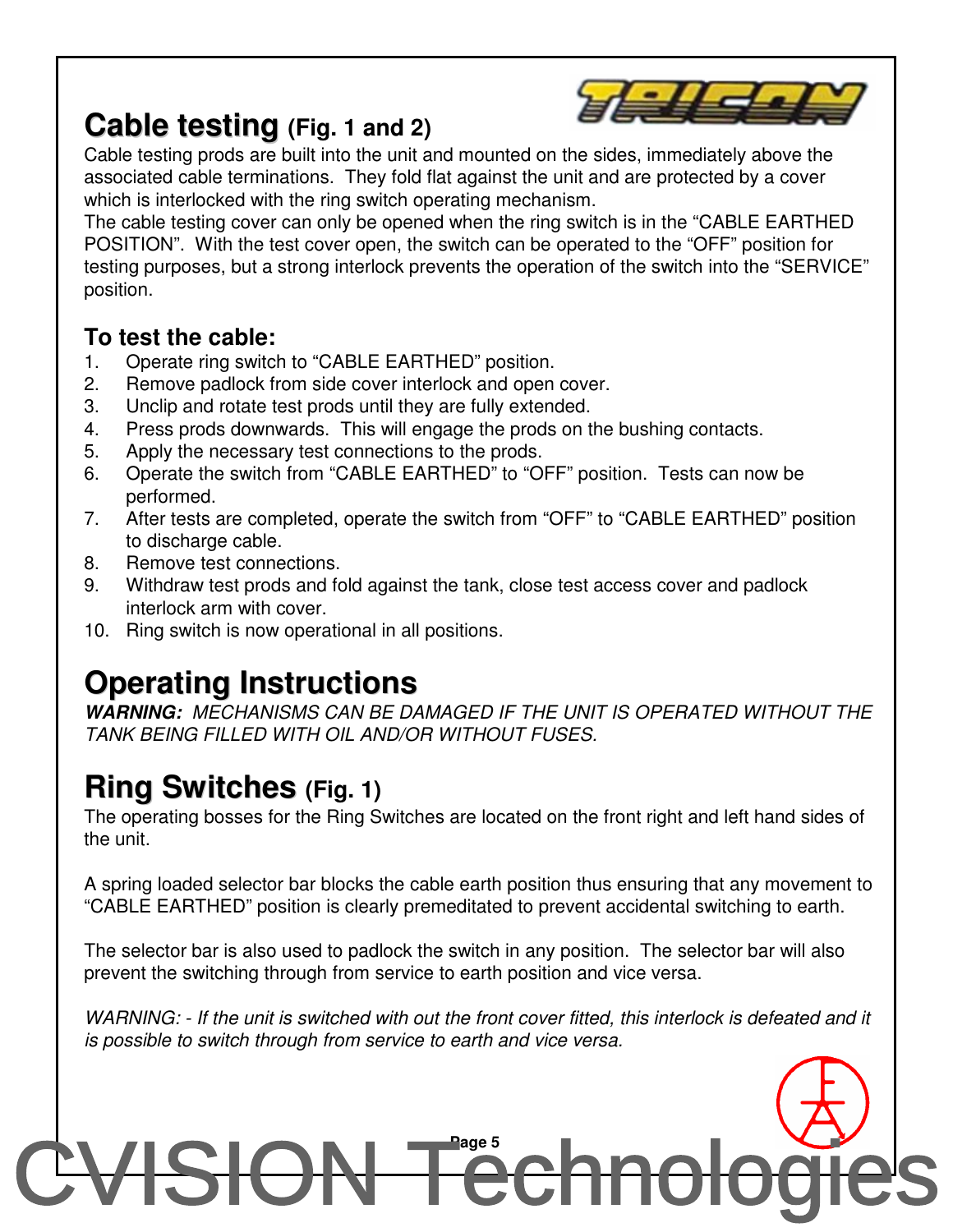## Cable testing (Fig. 1 and 2)

Cable testing prods are built into the unit and mounted on the sides, immediately above the associated cable terminations. They fold flat against the unit and are protected by a cover which is interlocked with the ring switch operating mechanism.
The cable testing cover can only be opened when the ring switch is in the “CABLE EARTHED POSITION”. With the test cover open, the switch can be operated to the “OFF” position for testing purposes, but a strong interlock prevents the operation of the switch into the “SERVICE” position.

### To test the cable:

1. Operate ring switch to “CABLE EARTHED” position.
2. Remove padlock from side cover interlock and open cover.
3. Unclip and rotate test prods until they are fully extended.
4. Press prods downwards. This will engage the prods on the bushing contacts.
5. Apply the necessary test connections to the prods.
6. Operate the switch from “CABLE EARTHED” to “OFF” position. Tests can now be performed.
7. After tests are completed, operate the switch from “OFF” to “CABLE EARTHED” position to discharge cable.
8. Remove test connections.
9. Withdraw test prods and fold against the tank, close test access cover and padlock interlock arm with cover.
10. Ring switch is now operational in all positions.

## Operating Instructions

***WARNING:*** *MECHANISMS CAN BE DAMAGED IF THE UNIT IS OPERATED WITHOUT THE TANK BEING FILLED WITH OIL AND/OR WITHOUT FUSES.*

## Ring Switches (Fig. 1)

The operating bosses for the Ring Switches are located on the front right and left hand sides of the unit.

A spring loaded selector bar blocks the cable earth position thus ensuring that any movement to “CABLE EARTHED” position is clearly premeditated to prevent accidental switching to earth.

The selector bar is also used to padlock the switch in any position. The selector bar will also prevent the switching through from service to earth position and vice versa.

*WARNING: - If the unit is switched with out the front cover fitted, this interlock is defeated and it is possible to switch through from service to earth and vice versa.*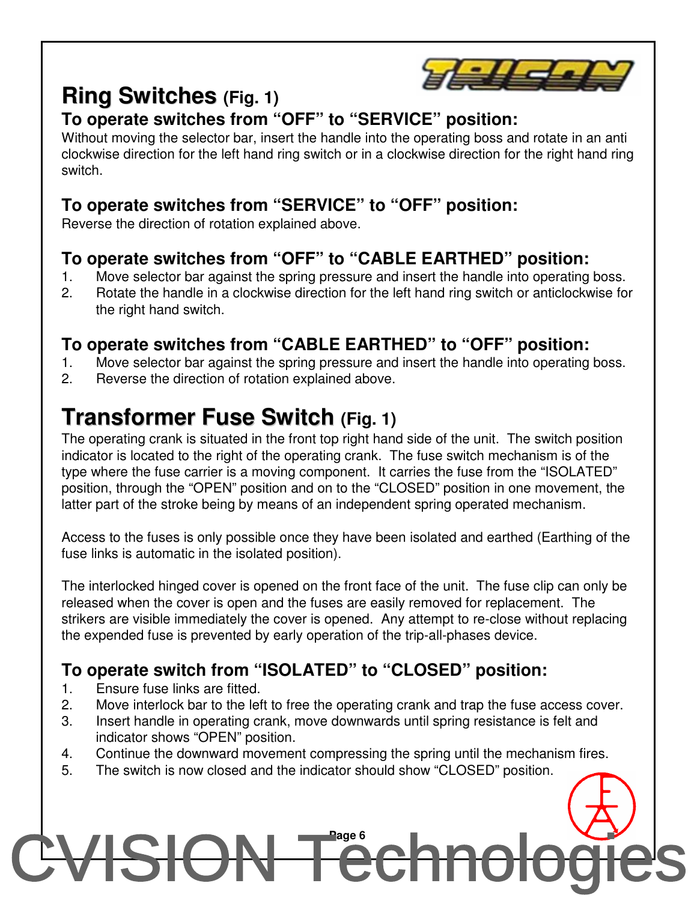## Ring Switches (Fig. 1)

### To operate switches from "OFF" to "SERVICE" position:

Without moving the selector bar, insert the handle into the operating boss and rotate in an anti clockwise direction for the left hand ring switch or in a clockwise direction for the right hand ring switch.

### To operate switches from "SERVICE" to "OFF" position:

Reverse the direction of rotation explained above.

### To operate switches from "OFF" to "CABLE EARTHED" position:

1. Move selector bar against the spring pressure and insert the handle into operating boss.
2. Rotate the handle in a clockwise direction for the left hand ring switch or anticlockwise for the right hand switch.

### To operate switches from "CABLE EARTHED" to "OFF" position:

1. Move selector bar against the spring pressure and insert the handle into operating boss.
2. Reverse the direction of rotation explained above.

## Transformer Fuse Switch (Fig. 1)

The operating crank is situated in the front top right hand side of the unit. The switch position indicator is located to the right of the operating crank. The fuse switch mechanism is of the type where the fuse carrier is a moving component. It carries the fuse from the "ISOLATED" position, through the "OPEN" position and on to the "CLOSED" position in one movement, the latter part of the stroke being by means of an independent spring operated mechanism.

Access to the fuses is only possible once they have been isolated and earthed (Earthing of the fuse links is automatic in the isolated position).

The interlocked hinged cover is opened on the front face of the unit. The fuse clip can only be released when the cover is open and the fuses are easily removed for replacement. The strikers are visible immediately the cover is opened. Any attempt to re-close without replacing the expended fuse is prevented by early operation of the trip-all-phases device.

### To operate switch from "ISOLATED" to "CLOSED" position:

1. Ensure fuse links are fitted.
2. Move interlock bar to the left to free the operating crank and trap the fuse access cover.
3. Insert handle in operating crank, move downwards until spring resistance is felt and indicator shows "OPEN" position.
4. Continue the downward movement compressing the spring until the mechanism fires.
5. The switch is now closed and the indicator should show "CLOSED" position.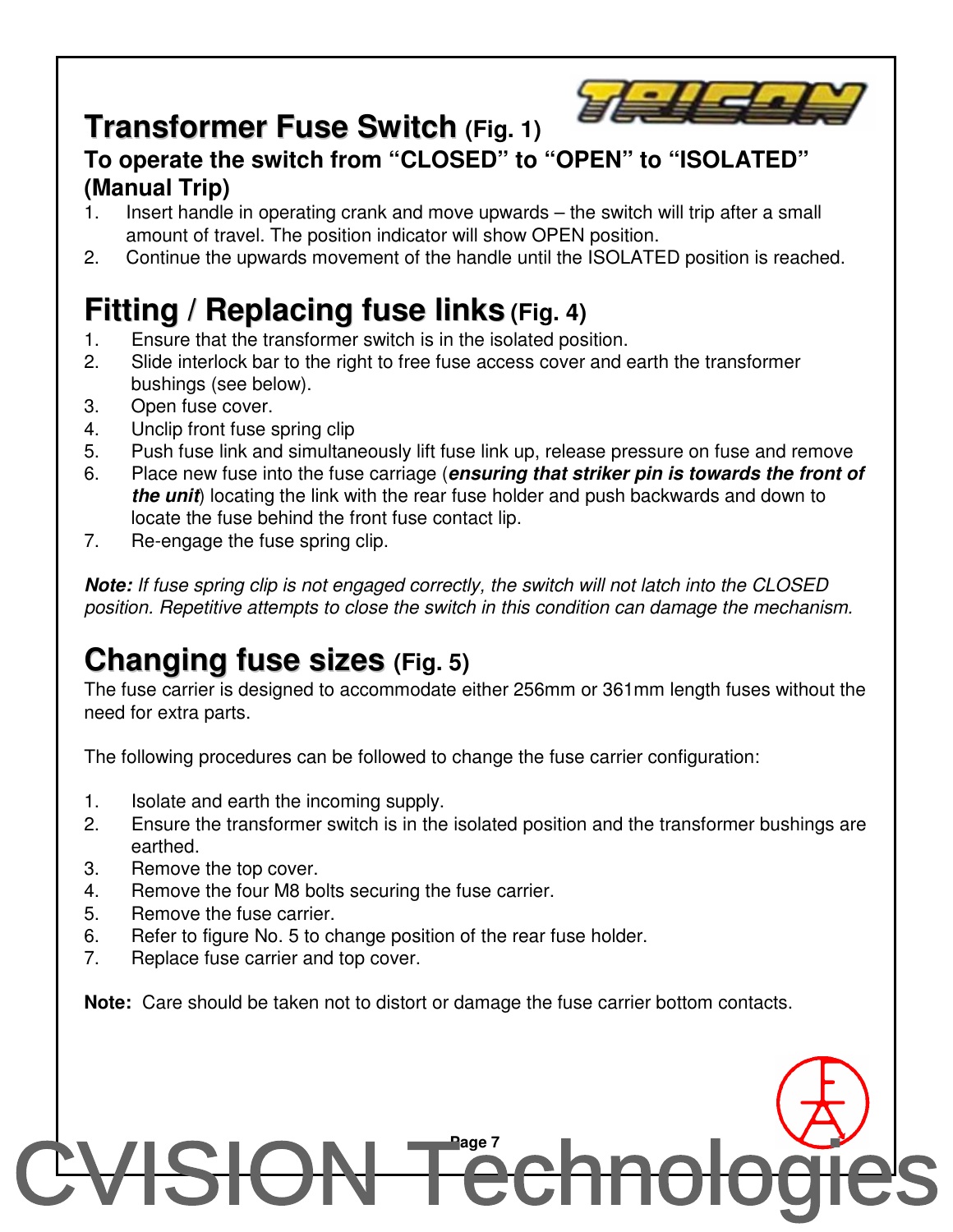# Transformer Fuse Switch (Fig. 1)

## To operate the switch from "CLOSED" to "OPEN" to "ISOLATED" (Manual Trip)

1. Insert handle in operating crank and move upwards – the switch will trip after a small amount of travel. The position indicator will show OPEN position.
2. Continue the upwards movement of the handle until the ISOLATED position is reached.

# Fitting / Replacing fuse links (Fig. 4)

1. Ensure that the transformer switch is in the isolated position.
2. Slide interlock bar to the right to free fuse access cover and earth the transformer bushings (see below).
3. Open fuse cover.
4. Unclip front fuse spring clip
5. Push fuse link and simultaneously lift fuse link up, release pressure on fuse and remove
6. Place new fuse into the fuse carriage (***ensuring that striker pin is towards the front of the unit***) locating the link with the rear fuse holder and push backwards and down to locate the fuse behind the front fuse contact lip.
7. Re-engage the fuse spring clip.

***Note:*** *If fuse spring clip is not engaged correctly, the switch will not latch into the CLOSED position. Repetitive attempts to close the switch in this condition can damage the mechanism.*

# Changing fuse sizes (Fig. 5)

The fuse carrier is designed to accommodate either 256mm or 361mm length fuses without the need for extra parts.

The following procedures can be followed to change the fuse carrier configuration:

1. Isolate and earth the incoming supply.
2. Ensure the transformer switch is in the isolated position and the transformer bushings are earthed.
3. Remove the top cover.
4. Remove the four M8 bolts securing the fuse carrier.
5. Remove the fuse carrier.
6. Refer to figure No. 5 to change position of the rear fuse holder.
7. Replace fuse carrier and top cover.

**Note:** Care should be taken not to distort or damage the fuse carrier bottom contacts.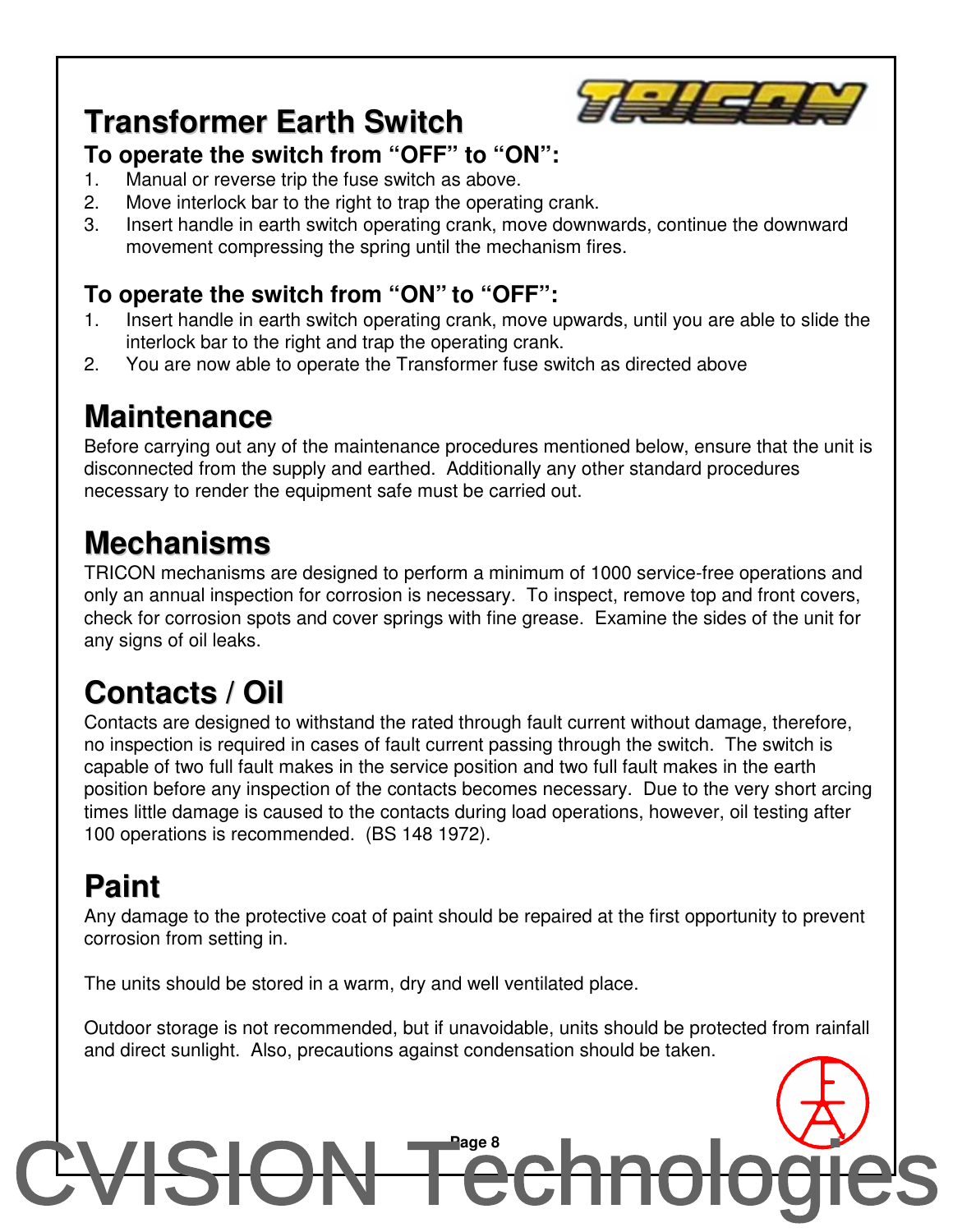## Transformer Earth Switch

### To operate the switch from "OFF" to "ON":

1. Manual or reverse trip the fuse switch as above.
2. Move interlock bar to the right to trap the operating crank.
3. Insert handle in earth switch operating crank, move downwards, continue the downward movement compressing the spring until the mechanism fires.

### To operate the switch from "ON" to "OFF":

1. Insert handle in earth switch operating crank, move upwards, until you are able to slide the interlock bar to the right and trap the operating crank.
2. You are now able to operate the Transformer fuse switch as directed above

## Maintenance

Before carrying out any of the maintenance procedures mentioned below, ensure that the unit is disconnected from the supply and earthed. Additionally any other standard procedures necessary to render the equipment safe must be carried out.

## Mechanisms

TRICON mechanisms are designed to perform a minimum of 1000 service-free operations and only an annual inspection for corrosion is necessary. To inspect, remove top and front covers, check for corrosion spots and cover springs with fine grease. Examine the sides of the unit for any signs of oil leaks.

## Contacts / Oil

Contacts are designed to withstand the rated through fault current without damage, therefore, no inspection is required in cases of fault current passing through the switch. The switch is capable of two full fault makes in the service position and two full fault makes in the earth position before any inspection of the contacts becomes necessary. Due to the very short arcing times little damage is caused to the contacts during load operations, however, oil testing after 100 operations is recommended. (BS 148 1972).

## Paint

Any damage to the protective coat of paint should be repaired at the first opportunity to prevent corrosion from setting in.

The units should be stored in a warm, dry and well ventilated place.

Outdoor storage is not recommended, but if unavoidable, units should be protected from rainfall and direct sunlight. Also, precautions against condensation should be taken.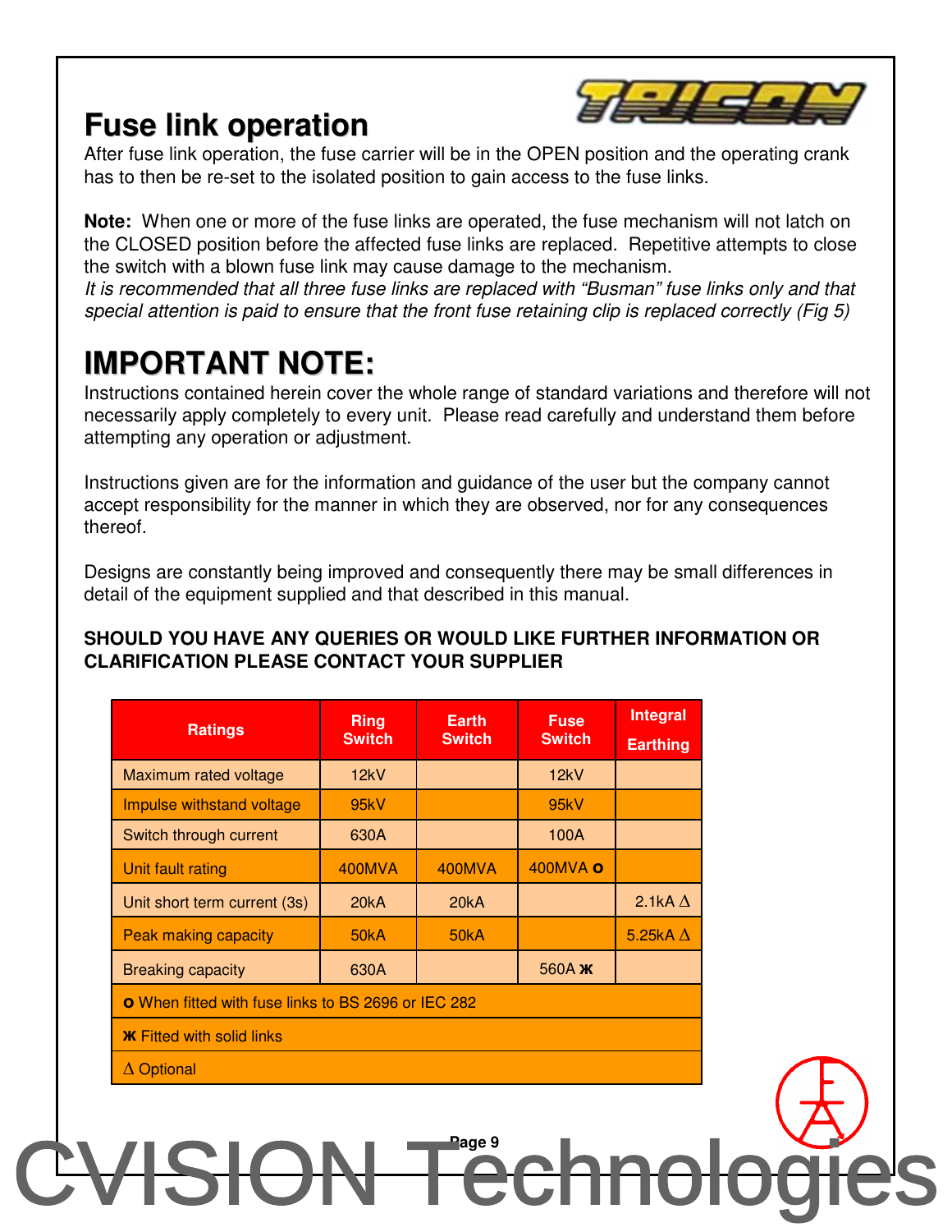## Fuse link operation

After fuse link operation, the fuse carrier will be in the OPEN position and the operating crank has to then be re-set to the isolated position to gain access to the fuse links.

**Note:** When one or more of the fuse links are operated, the fuse mechanism will not latch on the CLOSED position before the affected fuse links are replaced. Repetitive attempts to close the switch with a blown fuse link may cause damage to the mechanism.
*It is recommended that all three fuse links are replaced with "Busman" fuse links only and that special attention is paid to ensure that the front fuse retaining clip is replaced correctly (Fig 5)*

## IMPORTANT NOTE:

Instructions contained herein cover the whole range of standard variations and therefore will not necessarily apply completely to every unit. Please read carefully and understand them before attempting any operation or adjustment.

Instructions given are for the information and guidance of the user but the company cannot accept responsibility for the manner in which they are observed, nor for any consequences thereof.

Designs are constantly being improved and consequently there may be small differences in detail of the equipment supplied and that described in this manual.

**SHOULD YOU HAVE ANY QUERIES OR WOULD LIKE FURTHER INFORMATION OR CLARIFICATION PLEASE CONTACT YOUR SUPPLIER**

| Ratings | Ring Switch | Earth Switch | Fuse Switch | Integral Earthing |
|---|---|---|---|---|
| Maximum rated voltage | 12kV | | 12kV | |
| Impulse withstand voltage | 95kV | | 95kV | |
| Switch through current | 630A | | 100A | |
| Unit fault rating | 400MVA | 400MVA | 400MVA **o** | |
| Unit short term current (3s) | 20kA | 20kA | | 2.1kA ∆ |
| Peak making capacity | 50kA | 50kA | | 5.25kA ∆ |
| Breaking capacity | 630A | | 560A **ж** | |
| **o** When fitted with fuse links to BS 2696 or IEC 282 | | | | |
| **ж** Fitted with solid links | | | | |
| ∆ Optional | | | | |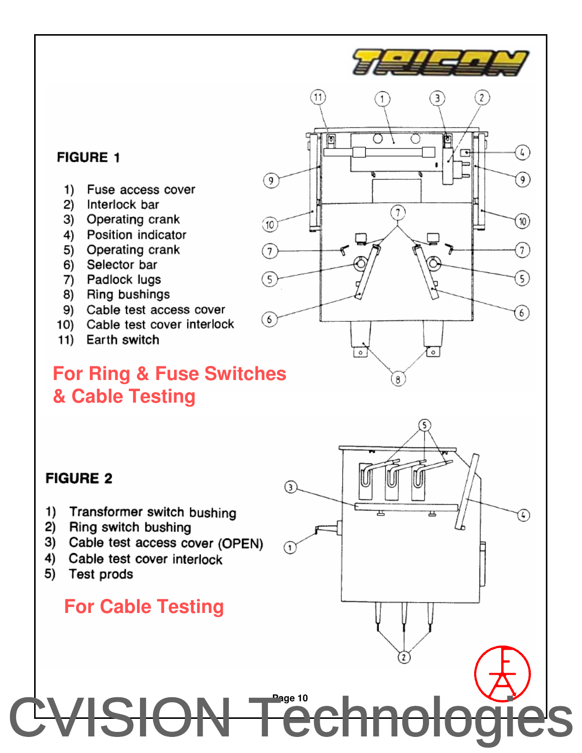## FIGURE 1

1) Fuse access cover
2) Interlock bar
3) Operating crank
4) Position indicator
5) Operating crank
6) Selector bar
7) Padlock lugs
8) Ring bushings
9) Cable test access cover
10) Cable test cover interlock
11) Earth switch

**For Ring & Fuse Switches & Cable Testing**

## FIGURE 2

1) Transformer switch bushing
2) Ring switch bushing
3) Cable test access cover (OPEN)
4) Cable test cover interlock
5) Test prods

**For Cable Testing**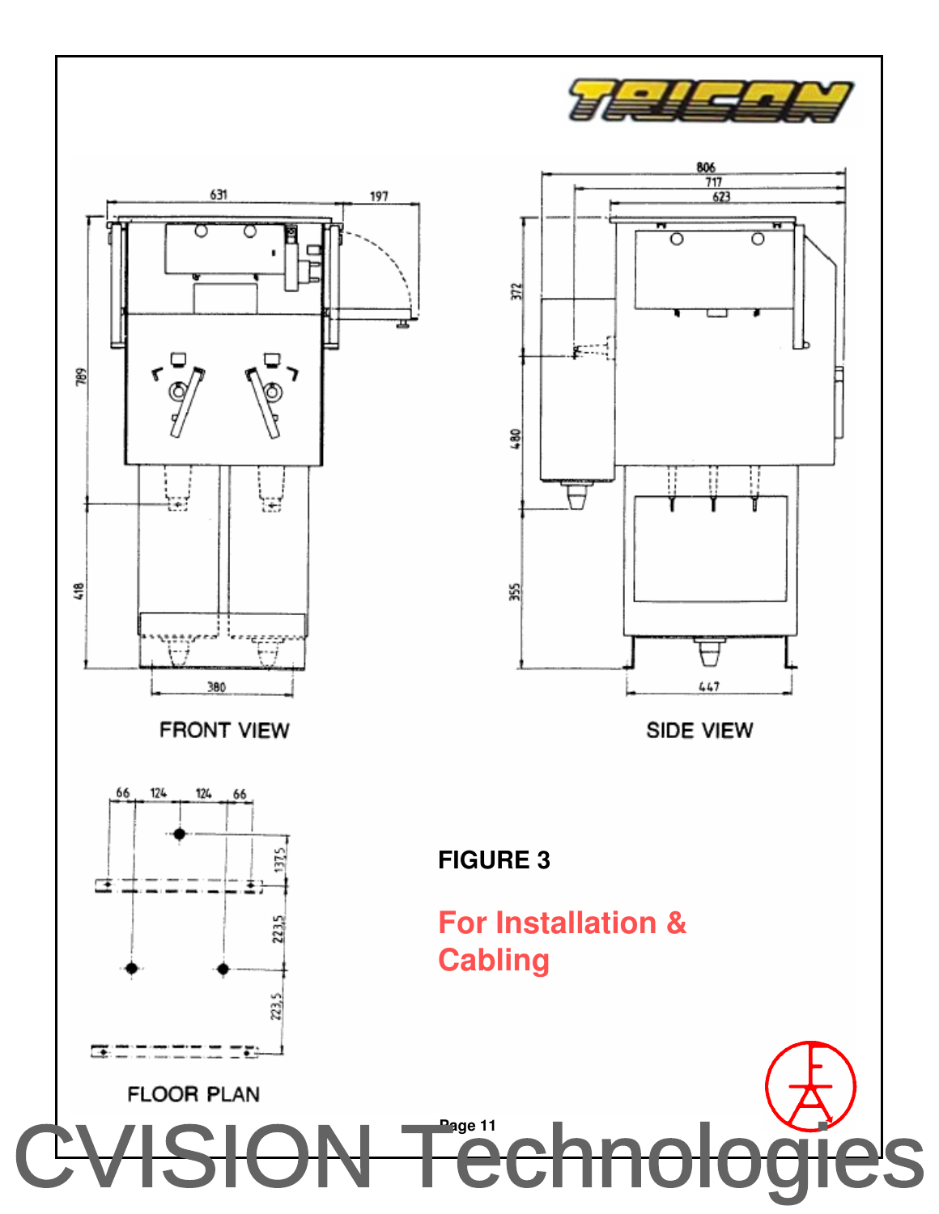FRONT VIEW

SIDE VIEW

FLOOR PLAN

**FIGURE 3**

**For Installation & Cabling**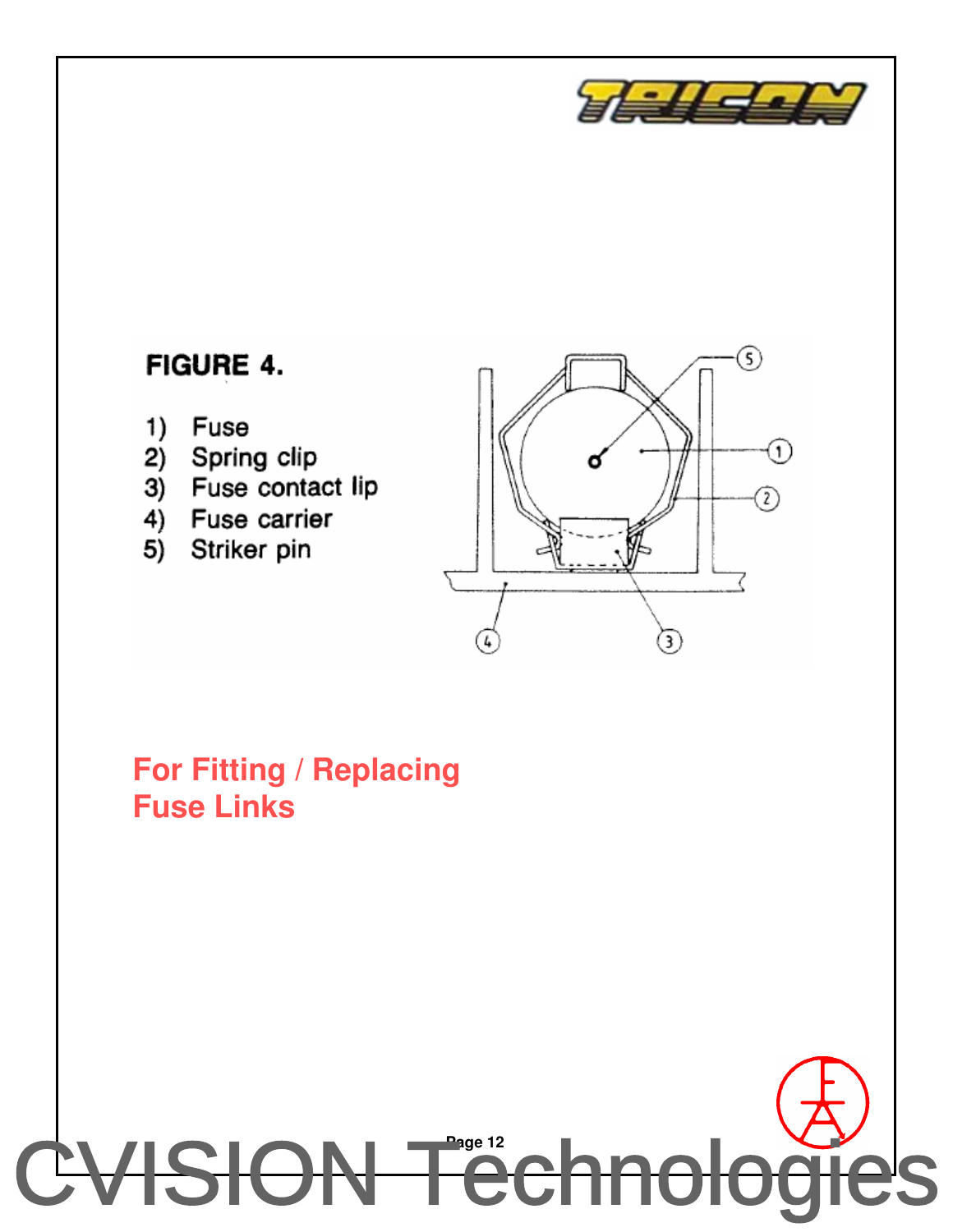FIGURE 4.

1) Fuse
2) Spring clip
3) Fuse contact lip
4) Fuse carrier
5) Striker pin

**For Fitting / Replacing Fuse Links**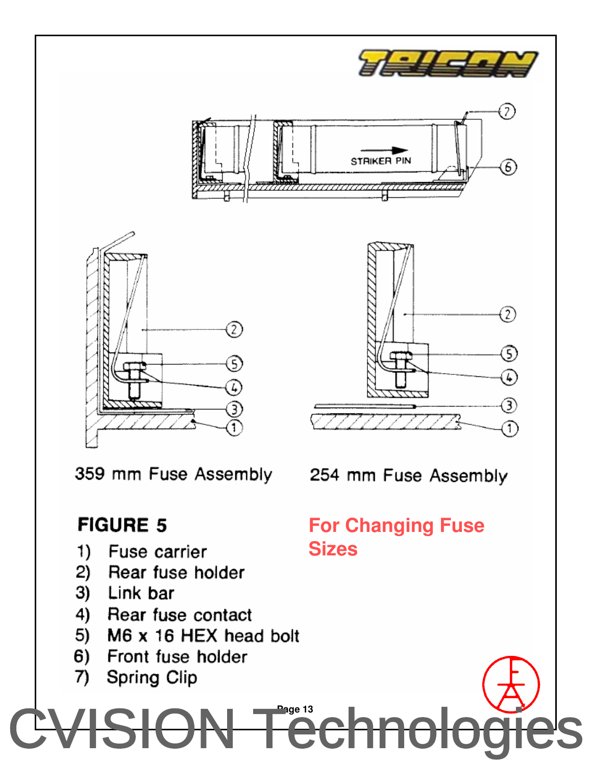359 mm Fuse Assembly

254 mm Fuse Assembly

**FIGURE 5**

1) Fuse carrier
2) Rear fuse holder
3) Link bar
4) Rear fuse contact
5) M6 x 16 HEX head bolt
6) Front fuse holder
7) Spring Clip

**For Changing Fuse Sizes**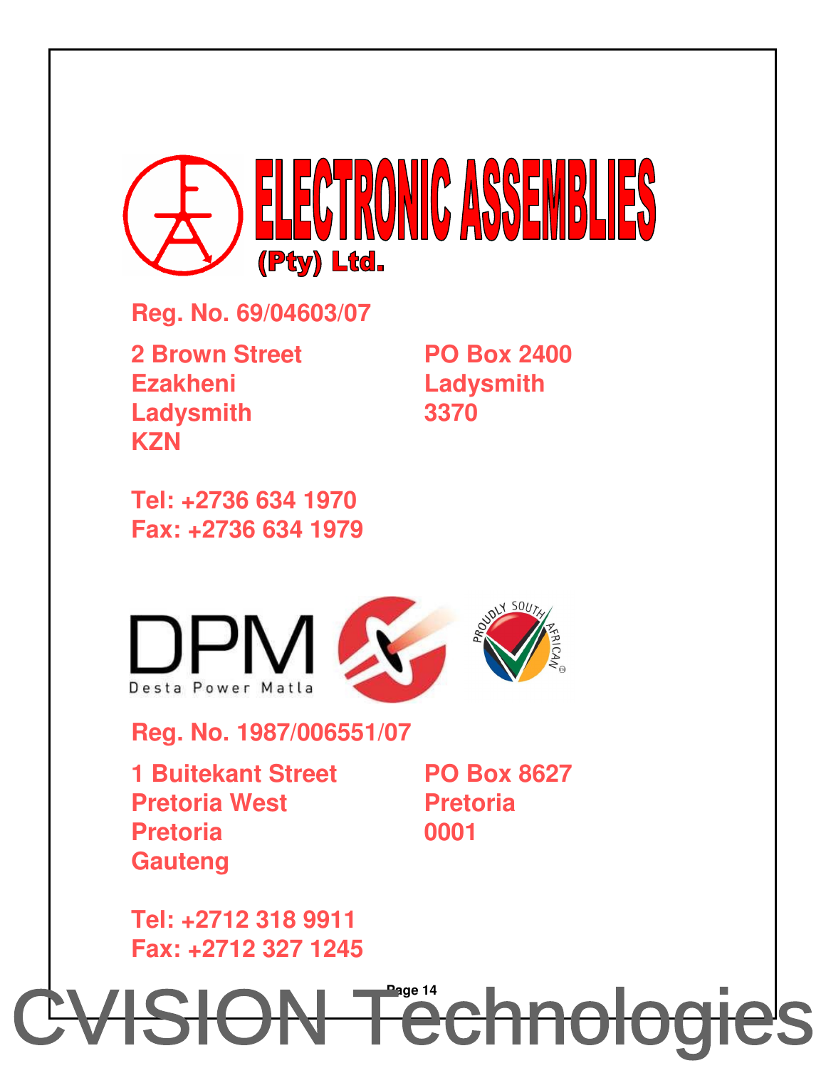# ELECTRONIC ASSEMBLIES

(Pty) Ltd.

**Reg. No. 69/04603/07**

**2 Brown Street**
**Ezakheni**
**Ladysmith**
**KZN**

**PO Box 2400**
**Ladysmith**
**3370**

**Tel: +2736 634 1970**
**Fax: +2736 634 1979**

DPM
Desta Power Matla

PROUDLY SOUTH AFRICAN

**Reg. No. 1987/006551/07**

**1 Buitekant Street**
**Pretoria West**
**Pretoria**
**Gauteng**

**PO Box 8627**
**Pretoria**
**0001**

**Tel: +2712 318 9911**
**Fax: +2712 327 1245**